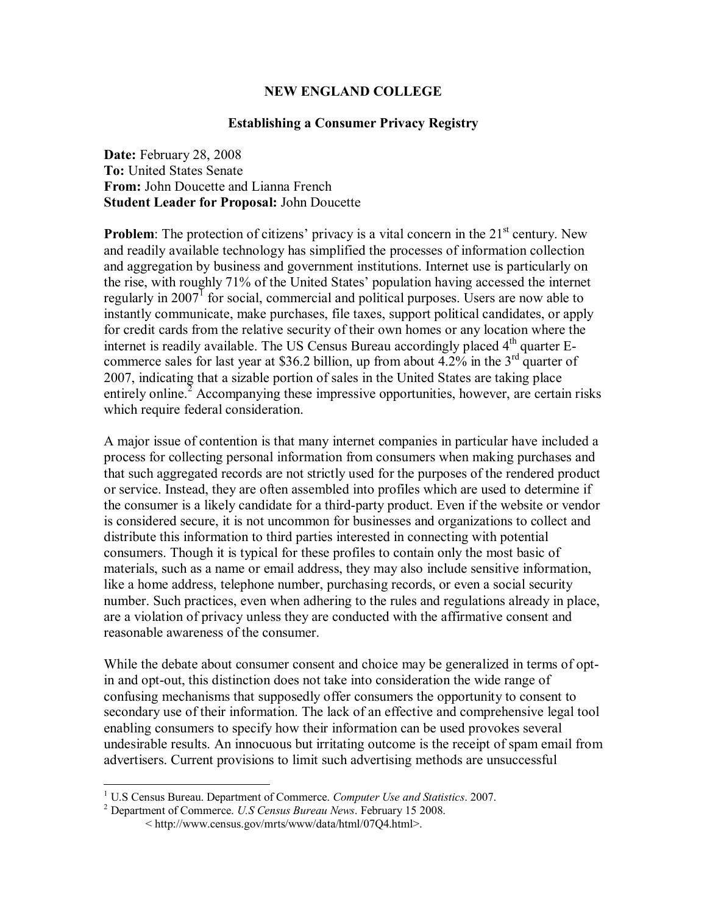# NEW ENGLAND COLLEGE

## Establishing a Consumer Privacy Registry

**Date:** February 28, 2008
**To:** United States Senate
**From:** John Doucette and Lianna French
**Student Leader for Proposal:** John Doucette

**Problem**: The protection of citizens' privacy is a vital concern in the 21st century. New and readily available technology has simplified the processes of information collection and aggregation by business and government institutions. Internet use is particularly on the rise, with roughly 71% of the United States' population having accessed the internet regularly in 2007[1] for social, commercial and political purposes. Users are now able to instantly communicate, make purchases, file taxes, support political candidates, or apply for credit cards from the relative security of their own homes or any location where the internet is readily available. The US Census Bureau accordingly placed 4th quarter E-commerce sales for last year at $36.2 billion, up from about 4.2% in the 3rd quarter of 2007, indicating that a sizable portion of sales in the United States are taking place entirely online.[2] Accompanying these impressive opportunities, however, are certain risks which require federal consideration.

A major issue of contention is that many internet companies in particular have included a process for collecting personal information from consumers when making purchases and that such aggregated records are not strictly used for the purposes of the rendered product or service. Instead, they are often assembled into profiles which are used to determine if the consumer is a likely candidate for a third-party product. Even if the website or vendor is considered secure, it is not uncommon for businesses and organizations to collect and distribute this information to third parties interested in connecting with potential consumers. Though it is typical for these profiles to contain only the most basic of materials, such as a name or email address, they may also include sensitive information, like a home address, telephone number, purchasing records, or even a social security number. Such practices, even when adhering to the rules and regulations already in place, are a violation of privacy unless they are conducted with the affirmative consent and reasonable awareness of the consumer.

While the debate about consumer consent and choice may be generalized in terms of opt-in and opt-out, this distinction does not take into consideration the wide range of confusing mechanisms that supposedly offer consumers the opportunity to consent to secondary use of their information. The lack of an effective and comprehensive legal tool enabling consumers to specify how their information can be used provokes several undesirable results. An innocuous but irritating outcome is the receipt of spam email from advertisers. Current provisions to limit such advertising methods are unsuccessful

---

[1] U.S Census Bureau. Department of Commerce. *Computer Use and Statistics*. 2007.

[2] Department of Commerce. *U.S Census Bureau News*. February 15 2008. < http://www.census.gov/mrts/www/data/html/07Q4.html>.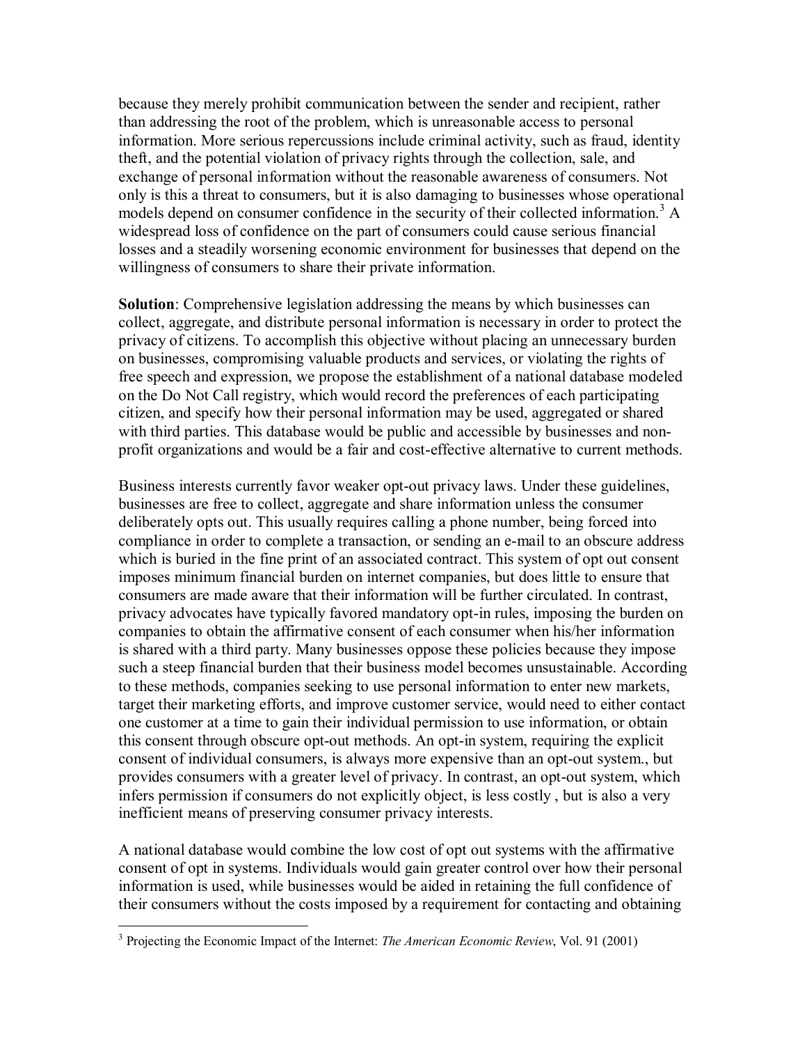because they merely prohibit communication between the sender and recipient, rather than addressing the root of the problem, which is unreasonable access to personal information. More serious repercussions include criminal activity, such as fraud, identity theft, and the potential violation of privacy rights through the collection, sale, and exchange of personal information without the reasonable awareness of consumers. Not only is this a threat to consumers, but it is also damaging to businesses whose operational models depend on consumer confidence in the security of their collected information.[3] A widespread loss of confidence on the part of consumers could cause serious financial losses and a steadily worsening economic environment for businesses that depend on the willingness of consumers to share their private information.

**Solution**: Comprehensive legislation addressing the means by which businesses can collect, aggregate, and distribute personal information is necessary in order to protect the privacy of citizens. To accomplish this objective without placing an unnecessary burden on businesses, compromising valuable products and services, or violating the rights of free speech and expression, we propose the establishment of a national database modeled on the Do Not Call registry, which would record the preferences of each participating citizen, and specify how their personal information may be used, aggregated or shared with third parties. This database would be public and accessible by businesses and non-profit organizations and would be a fair and cost-effective alternative to current methods.

Business interests currently favor weaker opt-out privacy laws. Under these guidelines, businesses are free to collect, aggregate and share information unless the consumer deliberately opts out. This usually requires calling a phone number, being forced into compliance in order to complete a transaction, or sending an e-mail to an obscure address which is buried in the fine print of an associated contract. This system of opt out consent imposes minimum financial burden on internet companies, but does little to ensure that consumers are made aware that their information will be further circulated. In contrast, privacy advocates have typically favored mandatory opt-in rules, imposing the burden on companies to obtain the affirmative consent of each consumer when his/her information is shared with a third party. Many businesses oppose these policies because they impose such a steep financial burden that their business model becomes unsustainable. According to these methods, companies seeking to use personal information to enter new markets, target their marketing efforts, and improve customer service, would need to either contact one customer at a time to gain their individual permission to use information, or obtain this consent through obscure opt-out methods. An opt-in system, requiring the explicit consent of individual consumers, is always more expensive than an opt-out system., but provides consumers with a greater level of privacy. In contrast, an opt-out system, which infers permission if consumers do not explicitly object, is less costly , but is also a very inefficient means of preserving consumer privacy interests.

A national database would combine the low cost of opt out systems with the affirmative consent of opt in systems. Individuals would gain greater control over how their personal information is used, while businesses would be aided in retaining the full confidence of their consumers without the costs imposed by a requirement for contacting and obtaining

[3] Projecting the Economic Impact of the Internet: *The American Economic Review*, Vol. 91 (2001)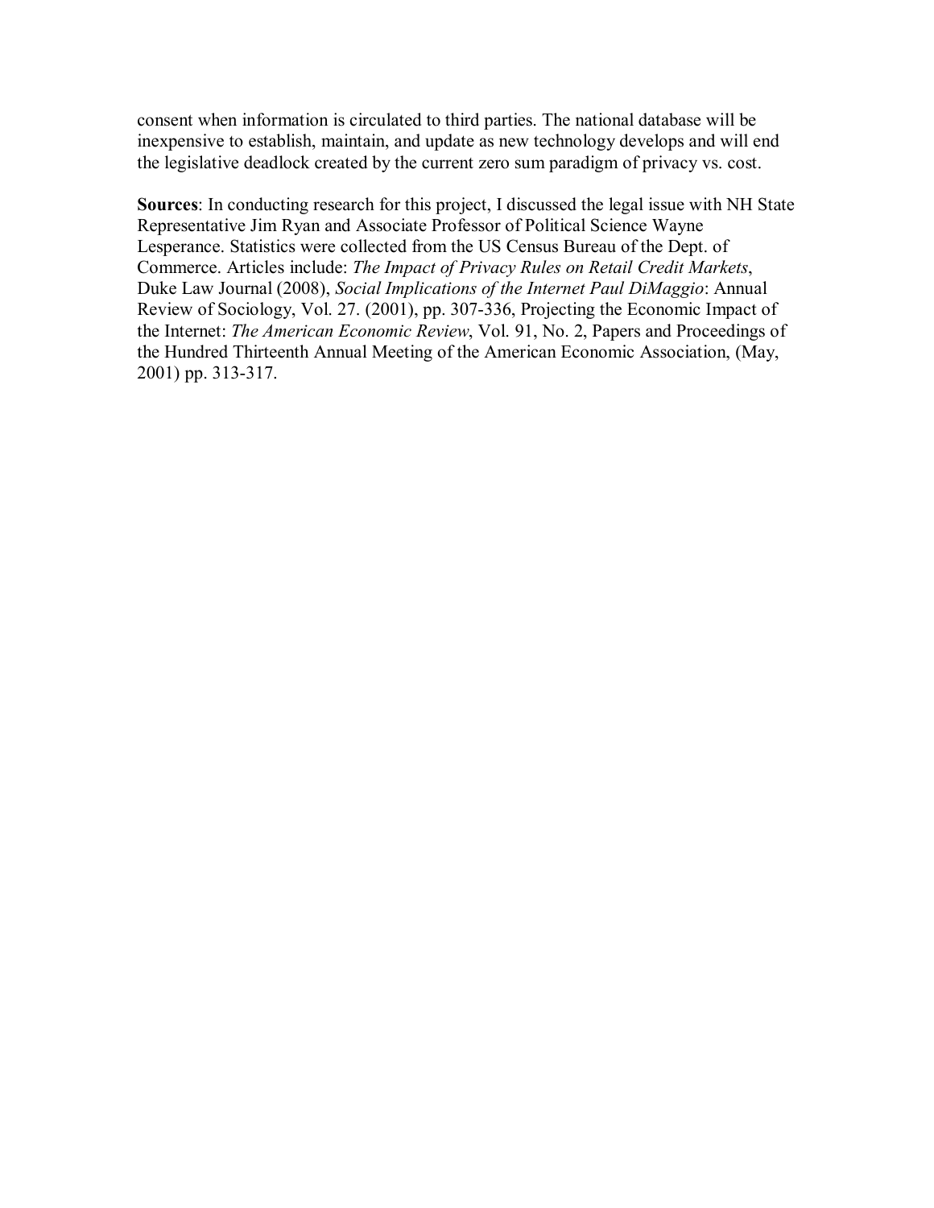consent when information is circulated to third parties. The national database will be inexpensive to establish, maintain, and update as new technology develops and will end the legislative deadlock created by the current zero sum paradigm of privacy vs. cost.

**Sources**: In conducting research for this project, I discussed the legal issue with NH State Representative Jim Ryan and Associate Professor of Political Science Wayne Lesperance. Statistics were collected from the US Census Bureau of the Dept. of Commerce. Articles include: *The Impact of Privacy Rules on Retail Credit Markets*, Duke Law Journal (2008), *Social Implications of the Internet Paul DiMaggio*: Annual Review of Sociology, Vol. 27. (2001), pp. 307-336, Projecting the Economic Impact of the Internet: *The American Economic Review*, Vol. 91, No. 2, Papers and Proceedings of the Hundred Thirteenth Annual Meeting of the American Economic Association, (May, 2001) pp. 313-317.